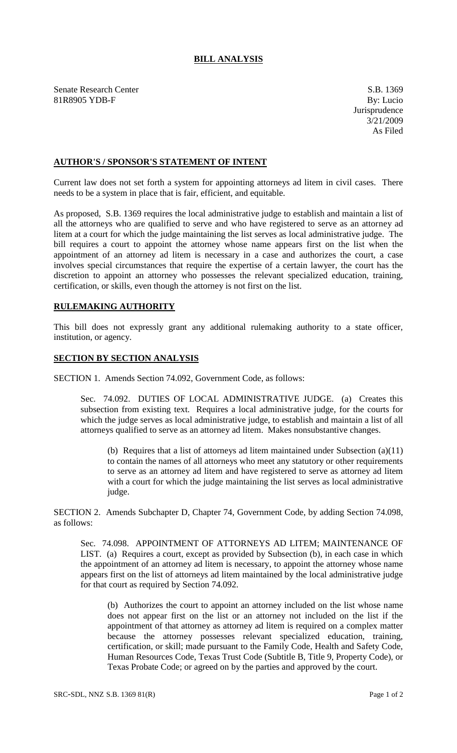# BILL ANALYSIS

Senate Research Center
81R8905 YDB-F

S.B. 1369
By: Lucio
Jurisprudence
3/21/2009
As Filed

## AUTHOR'S / SPONSOR'S STATEMENT OF INTENT

Current law does not set forth a system for appointing attorneys ad litem in civil cases. There needs to be a system in place that is fair, efficient, and equitable.

As proposed, S.B. 1369 requires the local administrative judge to establish and maintain a list of all the attorneys who are qualified to serve and who have registered to serve as an attorney ad litem at a court for which the judge maintaining the list serves as local administrative judge. The bill requires a court to appoint the attorney whose name appears first on the list when the appointment of an attorney ad litem is necessary in a case and authorizes the court, a case involves special circumstances that require the expertise of a certain lawyer, the court has the discretion to appoint an attorney who possesses the relevant specialized education, training, certification, or skills, even though the attorney is not first on the list.

## RULEMAKING AUTHORITY

This bill does not expressly grant any additional rulemaking authority to a state officer, institution, or agency.

## SECTION BY SECTION ANALYSIS

SECTION 1. Amends Section 74.092, Government Code, as follows:

Sec. 74.092. DUTIES OF LOCAL ADMINISTRATIVE JUDGE. (a) Creates this subsection from existing text. Requires a local administrative judge, for the courts for which the judge serves as local administrative judge, to establish and maintain a list of all attorneys qualified to serve as an attorney ad litem. Makes nonsubstantive changes.

(b) Requires that a list of attorneys ad litem maintained under Subsection (a)(11) to contain the names of all attorneys who meet any statutory or other requirements to serve as an attorney ad litem and have registered to serve as attorney ad litem with a court for which the judge maintaining the list serves as local administrative judge.

SECTION 2. Amends Subchapter D, Chapter 74, Government Code, by adding Section 74.098, as follows:

Sec. 74.098. APPOINTMENT OF ATTORNEYS AD LITEM; MAINTENANCE OF LIST. (a) Requires a court, except as provided by Subsection (b), in each case in which the appointment of an attorney ad litem is necessary, to appoint the attorney whose name appears first on the list of attorneys ad litem maintained by the local administrative judge for that court as required by Section 74.092.

(b) Authorizes the court to appoint an attorney included on the list whose name does not appear first on the list or an attorney not included on the list if the appointment of that attorney as attorney ad litem is required on a complex matter because the attorney possesses relevant specialized education, training, certification, or skill; made pursuant to the Family Code, Health and Safety Code, Human Resources Code, Texas Trust Code (Subtitle B, Title 9, Property Code), or Texas Probate Code; or agreed on by the parties and approved by the court.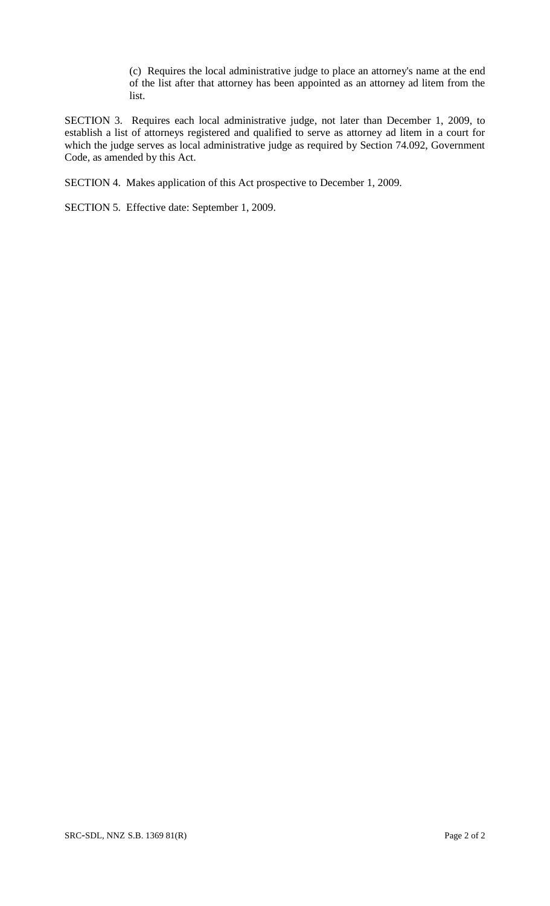(c) Requires the local administrative judge to place an attorney's name at the end of the list after that attorney has been appointed as an attorney ad litem from the list.

SECTION 3. Requires each local administrative judge, not later than December 1, 2009, to establish a list of attorneys registered and qualified to serve as attorney ad litem in a court for which the judge serves as local administrative judge as required by Section 74.092, Government Code, as amended by this Act.

SECTION 4. Makes application of this Act prospective to December 1, 2009.

SECTION 5. Effective date: September 1, 2009.